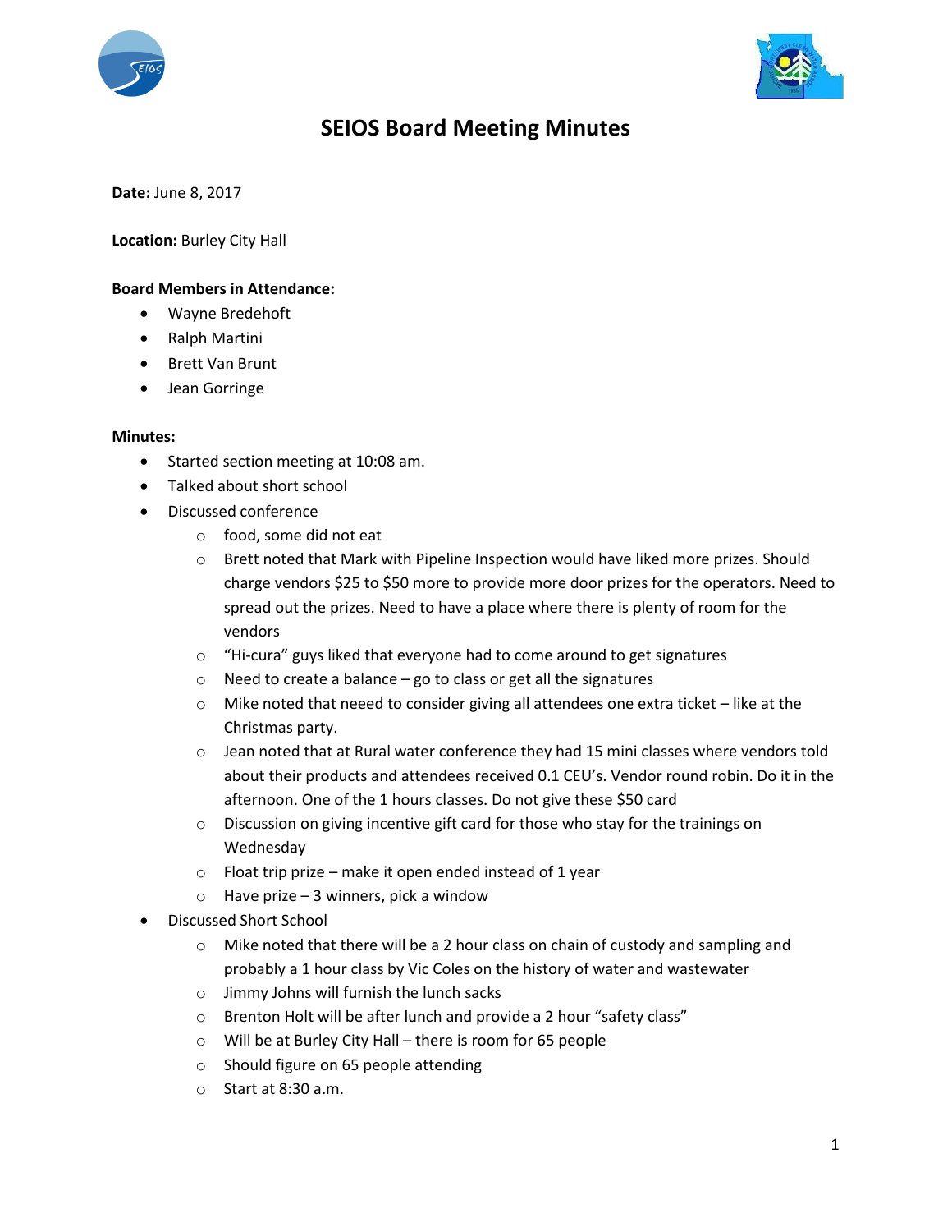# SEIOS Board Meeting Minutes

**Date:** June 8, 2017

**Location:** Burley City Hall

**Board Members in Attendance:**

- Wayne Bredehoft
- Ralph Martini
- Brett Van Brunt
- Jean Gorringe

**Minutes:**

- Started section meeting at 10:08 am.
- Talked about short school
- Discussed conference
  - food, some did not eat
  - Brett noted that Mark with Pipeline Inspection would have liked more prizes. Should charge vendors $25 to $50 more to provide more door prizes for the operators. Need to spread out the prizes. Need to have a place where there is plenty of room for the vendors
  - "Hi-cura" guys liked that everyone had to come around to get signatures
  - Need to create a balance – go to class or get all the signatures
  - Mike noted that neeed to consider giving all attendees one extra ticket – like at the Christmas party.
  - Jean noted that at Rural water conference they had 15 mini classes where vendors told about their products and attendees received 0.1 CEU's. Vendor round robin. Do it in the afternoon. One of the 1 hours classes. Do not give these $50 card
  - Discussion on giving incentive gift card for those who stay for the trainings on Wednesday
  - Float trip prize – make it open ended instead of 1 year
  - Have prize – 3 winners, pick a window
- Discussed Short School
  - Mike noted that there will be a 2 hour class on chain of custody and sampling and probably a 1 hour class by Vic Coles on the history of water and wastewater
  - Jimmy Johns will furnish the lunch sacks
  - Brenton Holt will be after lunch and provide a 2 hour "safety class"
  - Will be at Burley City Hall – there is room for 65 people
  - Should figure on 65 people attending
  - Start at 8:30 a.m.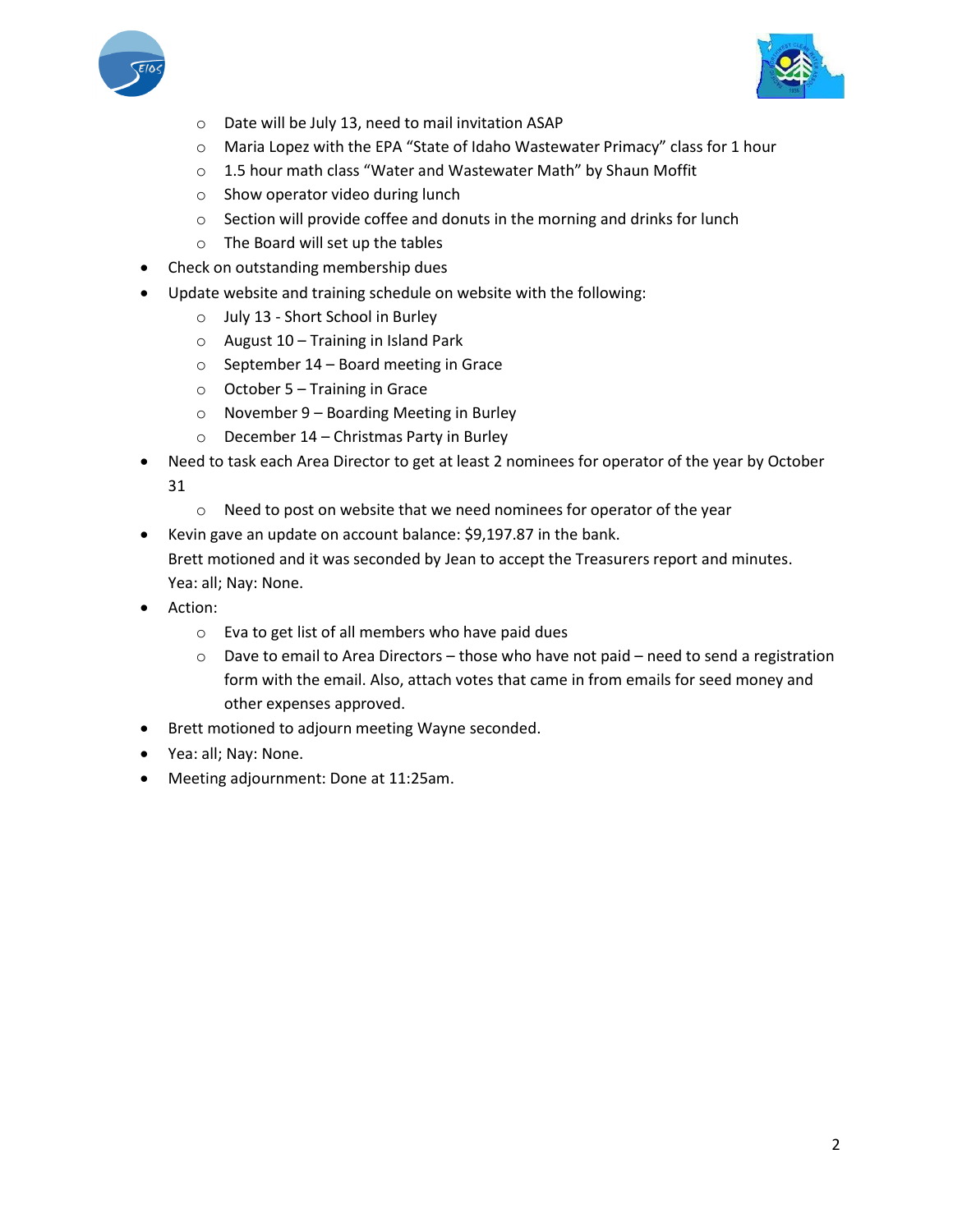- Date will be July 13, need to mail invitation ASAP
  - Maria Lopez with the EPA "State of Idaho Wastewater Primacy" class for 1 hour
  - 1.5 hour math class "Water and Wastewater Math" by Shaun Moffit
  - Show operator video during lunch
  - Section will provide coffee and donuts in the morning and drinks for lunch
  - The Board will set up the tables
- Check on outstanding membership dues
- Update website and training schedule on website with the following:
  - July 13 - Short School in Burley
  - August 10 – Training in Island Park
  - September 14 – Board meeting in Grace
  - October 5 – Training in Grace
  - November 9 – Boarding Meeting in Burley
  - December 14 – Christmas Party in Burley
- Need to task each Area Director to get at least 2 nominees for operator of the year by October 31
  - Need to post on website that we need nominees for operator of the year
- Kevin gave an update on account balance: $9,197.87 in the bank.
  Brett motioned and it was seconded by Jean to accept the Treasurers report and minutes.
  Yea: all; Nay: None.
- Action:
  - Eva to get list of all members who have paid dues
  - Dave to email to Area Directors – those who have not paid – need to send a registration form with the email. Also, attach votes that came in from emails for seed money and other expenses approved.
- Brett motioned to adjourn meeting Wayne seconded.
- Yea: all; Nay: None.
- Meeting adjournment: Done at 11:25am.